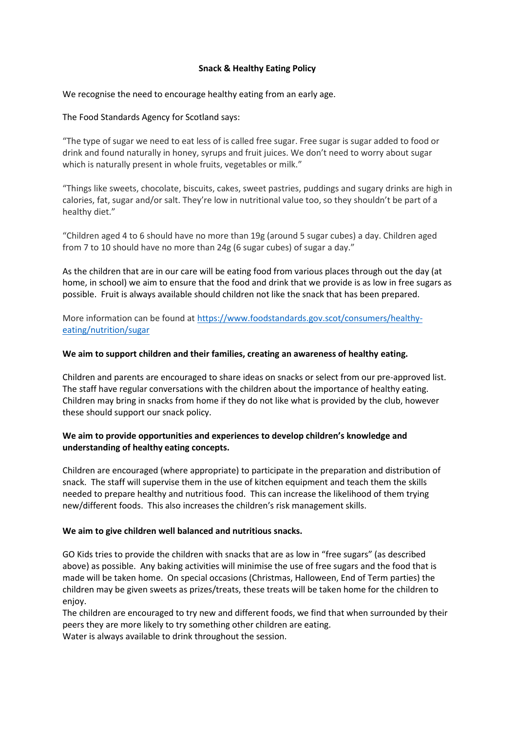# Snack & Healthy Eating Policy

We recognise the need to encourage healthy eating from an early age.

The Food Standards Agency for Scotland says:

"The type of sugar we need to eat less of is called free sugar. Free sugar is sugar added to food or drink and found naturally in honey, syrups and fruit juices. We don't need to worry about sugar which is naturally present in whole fruits, vegetables or milk."

"Things like sweets, chocolate, biscuits, cakes, sweet pastries, puddings and sugary drinks are high in calories, fat, sugar and/or salt. They're low in nutritional value too, so they shouldn't be part of a healthy diet."

"Children aged 4 to 6 should have no more than 19g (around 5 sugar cubes) a day. Children aged from 7 to 10 should have no more than 24g (6 sugar cubes) of sugar a day."

As the children that are in our care will be eating food from various places through out the day (at home, in school) we aim to ensure that the food and drink that we provide is as low in free sugars as possible. Fruit is always available should children not like the snack that has been prepared.

More information can be found at [https://www.foodstandards.gov.scot/consumers/healthy-eating/nutrition/sugar](https://www.foodstandards.gov.scot/consumers/healthy-eating/nutrition/sugar)

**We aim to support children and their families, creating an awareness of healthy eating.**

Children and parents are encouraged to share ideas on snacks or select from our pre-approved list. The staff have regular conversations with the children about the importance of healthy eating. Children may bring in snacks from home if they do not like what is provided by the club, however these should support our snack policy.

**We aim to provide opportunities and experiences to develop children's knowledge and understanding of healthy eating concepts.**

Children are encouraged (where appropriate) to participate in the preparation and distribution of snack. The staff will supervise them in the use of kitchen equipment and teach them the skills needed to prepare healthy and nutritious food. This can increase the likelihood of them trying new/different foods. This also increases the children's risk management skills.

**We aim to give children well balanced and nutritious snacks.**

GO Kids tries to provide the children with snacks that are as low in "free sugars" (as described above) as possible. Any baking activities will minimise the use of free sugars and the food that is made will be taken home. On special occasions (Christmas, Halloween, End of Term parties) the children may be given sweets as prizes/treats, these treats will be taken home for the children to enjoy.

The children are encouraged to try new and different foods, we find that when surrounded by their peers they are more likely to try something other children are eating.

Water is always available to drink throughout the session.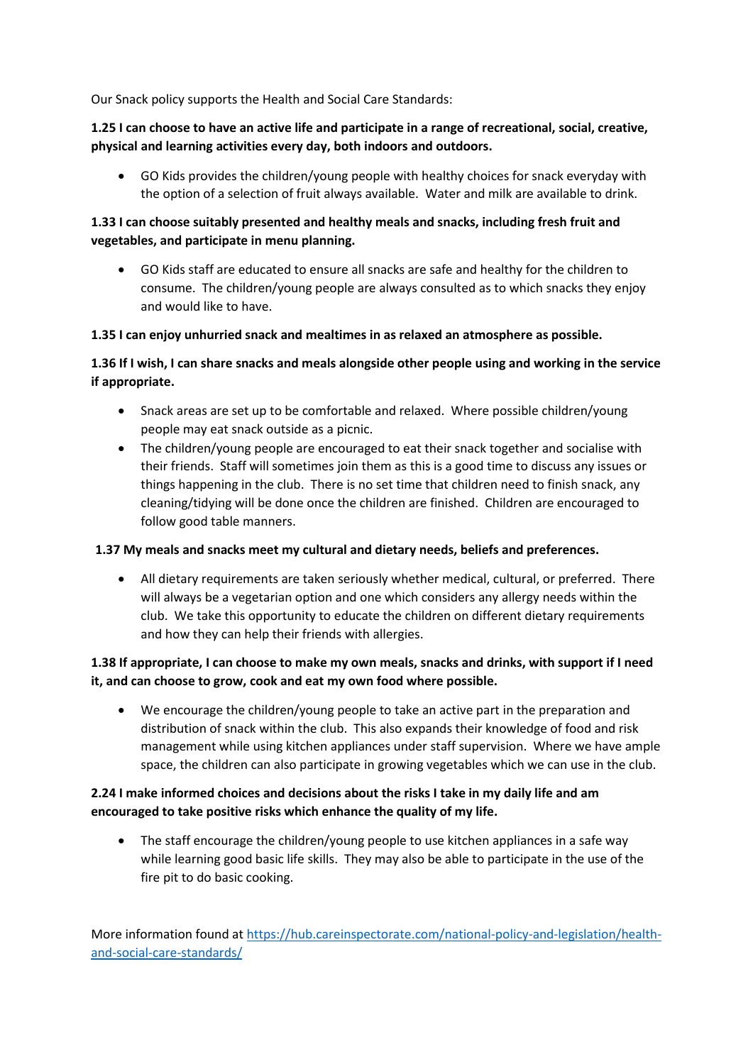Our Snack policy supports the Health and Social Care Standards:

**1.25 I can choose to have an active life and participate in a range of recreational, social, creative, physical and learning activities every day, both indoors and outdoors.**

- GO Kids provides the children/young people with healthy choices for snack everyday with the option of a selection of fruit always available. Water and milk are available to drink.

**1.33 I can choose suitably presented and healthy meals and snacks, including fresh fruit and vegetables, and participate in menu planning.**

- GO Kids staff are educated to ensure all snacks are safe and healthy for the children to consume. The children/young people are always consulted as to which snacks they enjoy and would like to have.

**1.35 I can enjoy unhurried snack and mealtimes in as relaxed an atmosphere as possible.**

**1.36 If I wish, I can share snacks and meals alongside other people using and working in the service if appropriate.**

- Snack areas are set up to be comfortable and relaxed. Where possible children/young people may eat snack outside as a picnic.
- The children/young people are encouraged to eat their snack together and socialise with their friends. Staff will sometimes join them as this is a good time to discuss any issues or things happening in the club. There is no set time that children need to finish snack, any cleaning/tidying will be done once the children are finished. Children are encouraged to follow good table manners.

**1.37 My meals and snacks meet my cultural and dietary needs, beliefs and preferences.**

- All dietary requirements are taken seriously whether medical, cultural, or preferred. There will always be a vegetarian option and one which considers any allergy needs within the club. We take this opportunity to educate the children on different dietary requirements and how they can help their friends with allergies.

**1.38 If appropriate, I can choose to make my own meals, snacks and drinks, with support if I need it, and can choose to grow, cook and eat my own food where possible.**

- We encourage the children/young people to take an active part in the preparation and distribution of snack within the club. This also expands their knowledge of food and risk management while using kitchen appliances under staff supervision. Where we have ample space, the children can also participate in growing vegetables which we can use in the club.

**2.24 I make informed choices and decisions about the risks I take in my daily life and am encouraged to take positive risks which enhance the quality of my life.**

- The staff encourage the children/young people to use kitchen appliances in a safe way while learning good basic life skills. They may also be able to participate in the use of the fire pit to do basic cooking.

More information found at [https://hub.careinspectorate.com/national-policy-and-legislation/health-and-social-care-standards/](https://hub.careinspectorate.com/national-policy-and-legislation/health-and-social-care-standards/)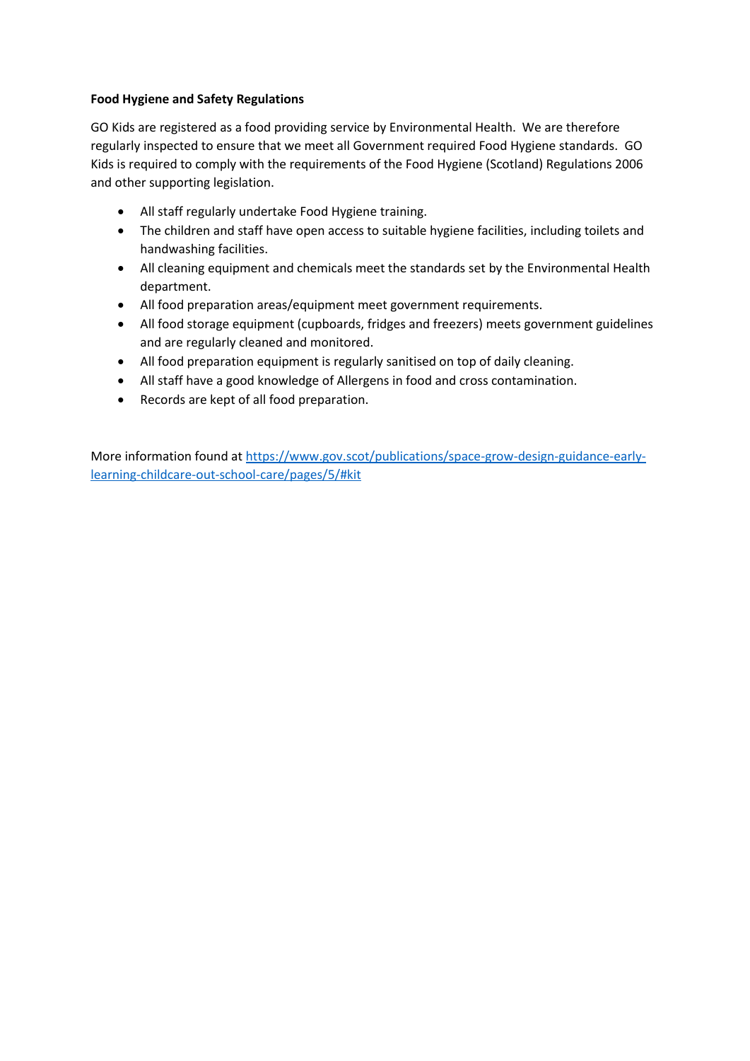**Food Hygiene and Safety Regulations**

GO Kids are registered as a food providing service by Environmental Health. We are therefore regularly inspected to ensure that we meet all Government required Food Hygiene standards. GO Kids is required to comply with the requirements of the Food Hygiene (Scotland) Regulations 2006 and other supporting legislation.

- All staff regularly undertake Food Hygiene training.
- The children and staff have open access to suitable hygiene facilities, including toilets and handwashing facilities.
- All cleaning equipment and chemicals meet the standards set by the Environmental Health department.
- All food preparation areas/equipment meet government requirements.
- All food storage equipment (cupboards, fridges and freezers) meets government guidelines and are regularly cleaned and monitored.
- All food preparation equipment is regularly sanitised on top of daily cleaning.
- All staff have a good knowledge of Allergens in food and cross contamination.
- Records are kept of all food preparation.

More information found at [https://www.gov.scot/publications/space-grow-design-guidance-early-learning-childcare-out-school-care/pages/5/#kit](https://www.gov.scot/publications/space-grow-design-guidance-early-learning-childcare-out-school-care/pages/5/#kit)